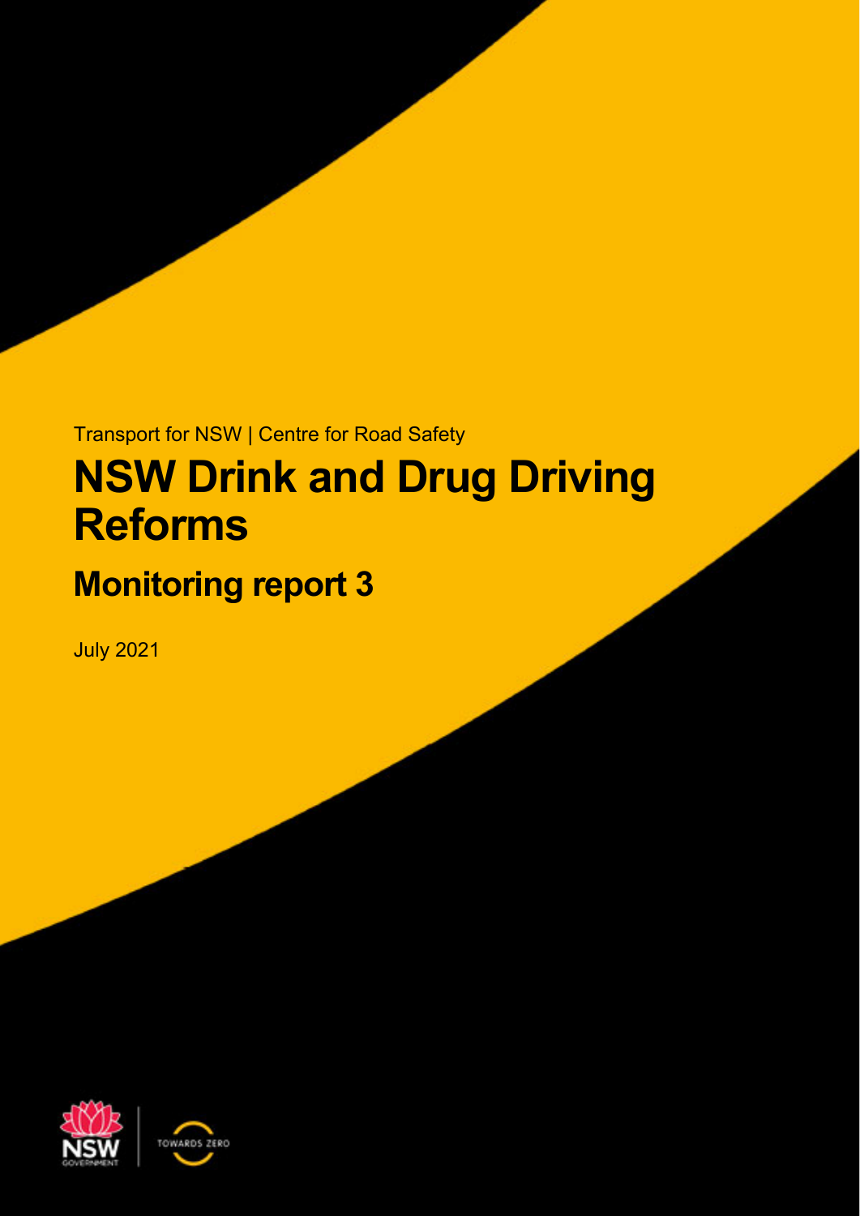Transport for NSW | Centre for Road Safety

# NSW Drink and Drug Driving Reforms

## Monitoring report 3

July 2021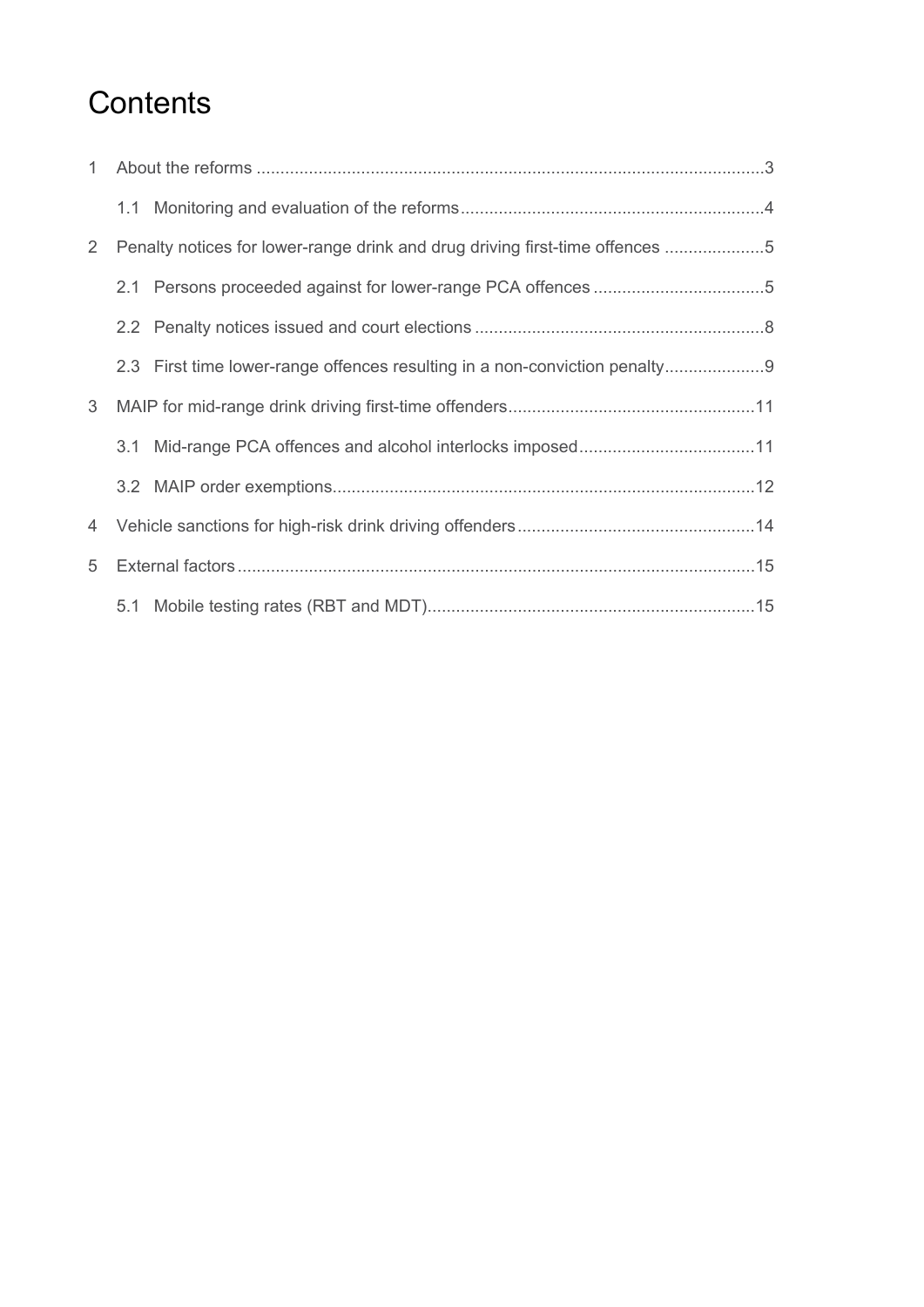# Contents

1 About the reforms ....................................................................................................3

1.1 Monitoring and evaluation of the reforms ..........................................................4

2 Penalty notices for lower-range drink and drug driving first-time offences .....................5

2.1 Persons proceeded against for lower-range PCA offences ....................................5

2.2 Penalty notices issued and court elections .........................................................8

2.3 First time lower-range offences resulting in a non-conviction penalty .....................9

3 MAIP for mid-range drink driving first-time offenders .................................................11

3.1 Mid-range PCA offences and alcohol interlocks imposed .....................................11

3.2 MAIP order exemptions .....................................................................................12

4 Vehicle sanctions for high-risk drink driving offenders ................................................14

5 External factors ........................................................................................................15

5.1 Mobile testing rates (RBT and MDT) ...................................................................15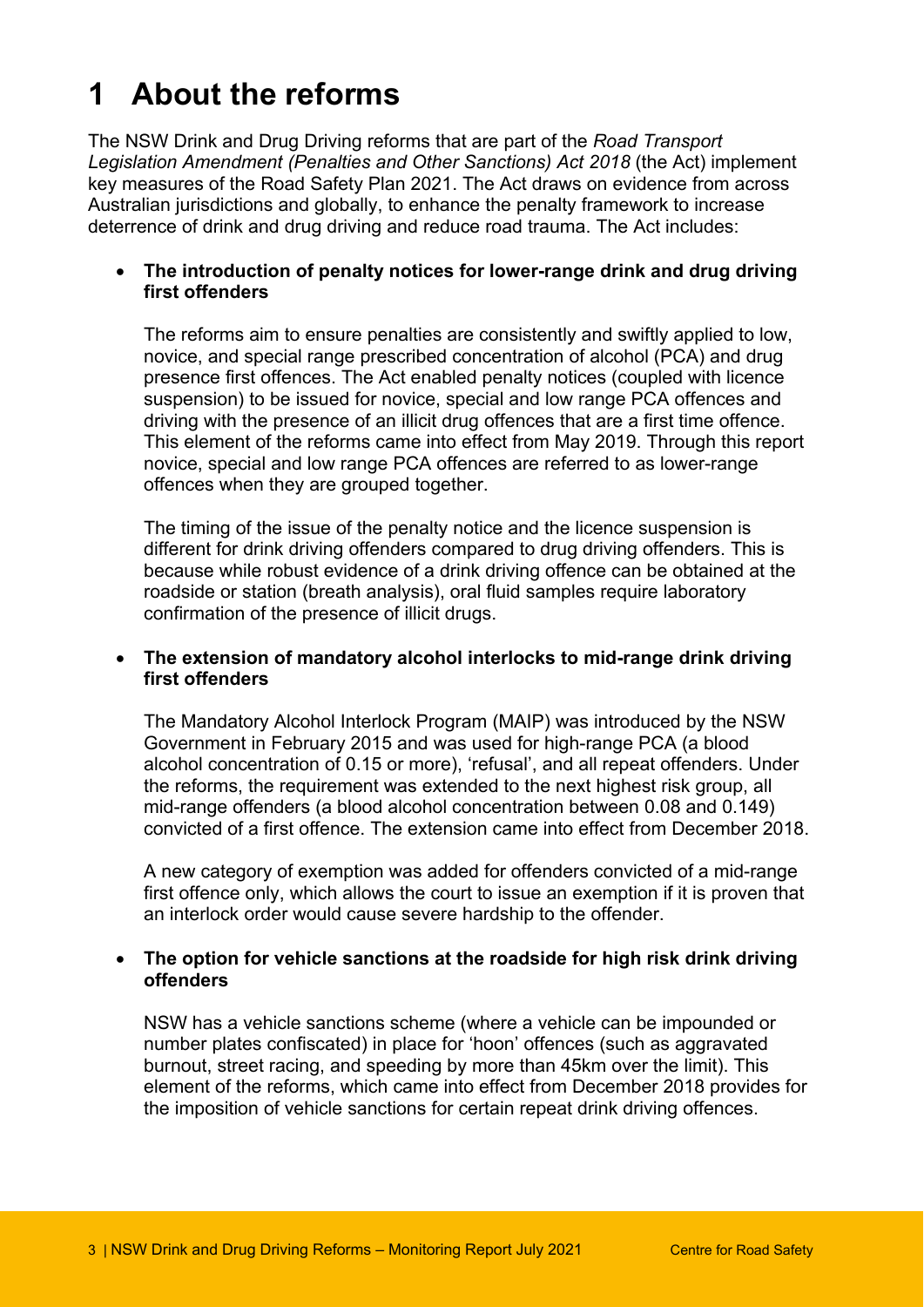# 1 About the reforms

The NSW Drink and Drug Driving reforms that are part of the *Road Transport Legislation Amendment (Penalties and Other Sanctions) Act 2018* (the Act) implement key measures of the Road Safety Plan 2021. The Act draws on evidence from across Australian jurisdictions and globally, to enhance the penalty framework to increase deterrence of drink and drug driving and reduce road trauma. The Act includes:

- **The introduction of penalty notices for lower-range drink and drug driving first offenders**

  The reforms aim to ensure penalties are consistently and swiftly applied to low, novice, and special range prescribed concentration of alcohol (PCA) and drug presence first offences. The Act enabled penalty notices (coupled with licence suspension) to be issued for novice, special and low range PCA offences and driving with the presence of an illicit drug offences that are a first time offence. This element of the reforms came into effect from May 2019. Through this report novice, special and low range PCA offences are referred to as lower-range offences when they are grouped together.

  The timing of the issue of the penalty notice and the licence suspension is different for drink driving offenders compared to drug driving offenders. This is because while robust evidence of a drink driving offence can be obtained at the roadside or station (breath analysis), oral fluid samples require laboratory confirmation of the presence of illicit drugs.

- **The extension of mandatory alcohol interlocks to mid-range drink driving first offenders**

  The Mandatory Alcohol Interlock Program (MAIP) was introduced by the NSW Government in February 2015 and was used for high-range PCA (a blood alcohol concentration of 0.15 or more), 'refusal', and all repeat offenders. Under the reforms, the requirement was extended to the next highest risk group, all mid-range offenders (a blood alcohol concentration between 0.08 and 0.149) convicted of a first offence. The extension came into effect from December 2018.

  A new category of exemption was added for offenders convicted of a mid-range first offence only, which allows the court to issue an exemption if it is proven that an interlock order would cause severe hardship to the offender.

- **The option for vehicle sanctions at the roadside for high risk drink driving offenders**

  NSW has a vehicle sanctions scheme (where a vehicle can be impounded or number plates confiscated) in place for 'hoon' offences (such as aggravated burnout, street racing, and speeding by more than 45km over the limit). This element of the reforms, which came into effect from December 2018 provides for the imposition of vehicle sanctions for certain repeat drink driving offences.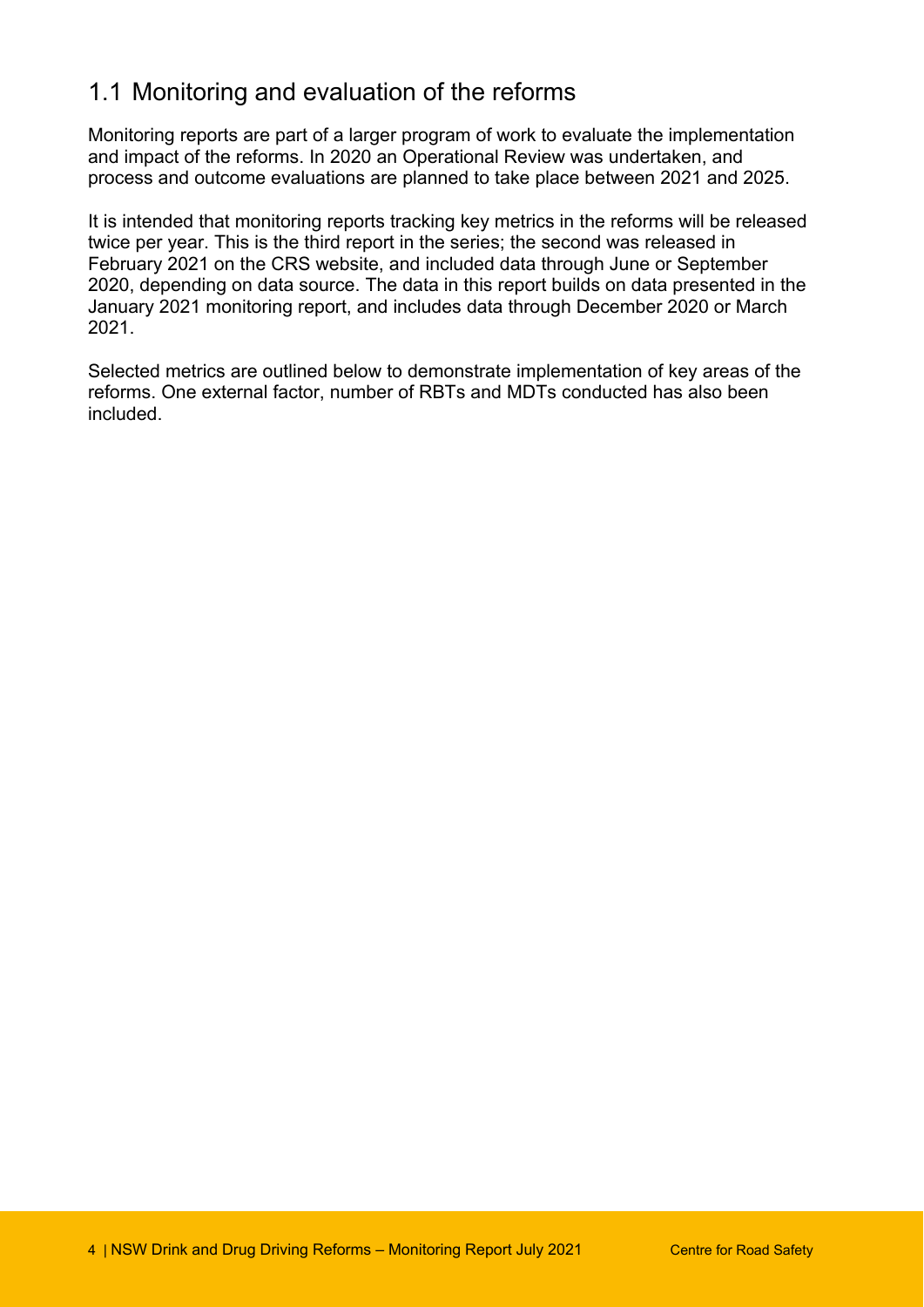## 1.1 Monitoring and evaluation of the reforms

Monitoring reports are part of a larger program of work to evaluate the implementation and impact of the reforms. In 2020 an Operational Review was undertaken, and process and outcome evaluations are planned to take place between 2021 and 2025.

It is intended that monitoring reports tracking key metrics in the reforms will be released twice per year. This is the third report in the series; the second was released in February 2021 on the CRS website, and included data through June or September 2020, depending on data source. The data in this report builds on data presented in the January 2021 monitoring report, and includes data through December 2020 or March 2021.

Selected metrics are outlined below to demonstrate implementation of key areas of the reforms. One external factor, number of RBTs and MDTs conducted has also been included.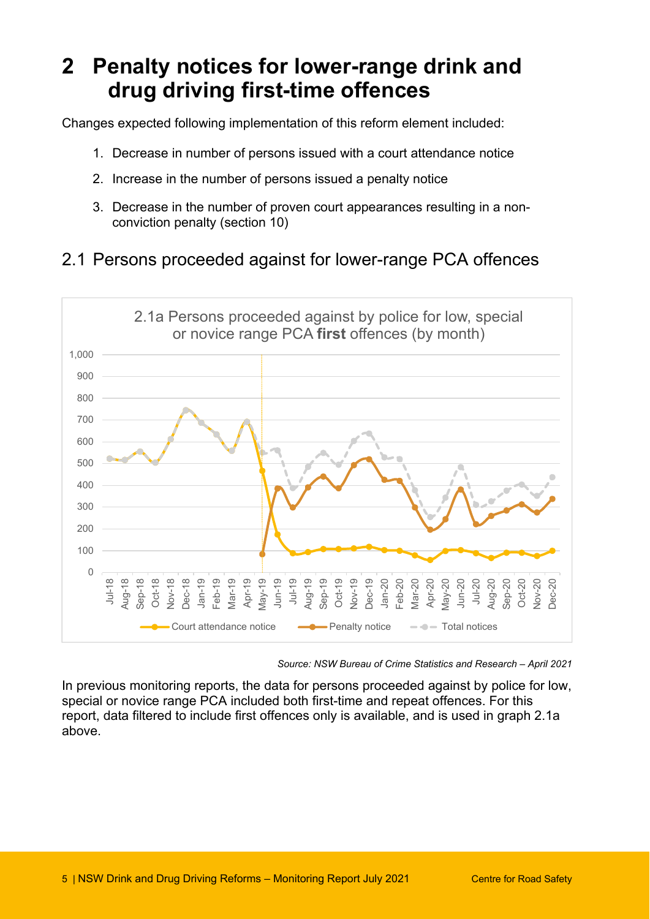# 2 Penalty notices for lower-range drink and drug driving first-time offences

Changes expected following implementation of this reform element included:

1. Decrease in number of persons issued with a court attendance notice
2. Increase in the number of persons issued a penalty notice
3. Decrease in the number of proven court appearances resulting in a non-conviction penalty (section 10)

## 2.1 Persons proceeded against for lower-range PCA offences

2.1a Persons proceeded against by police for low, special or novice range PCA **first** offences (by month)

*Source: NSW Bureau of Crime Statistics and Research – April 2021*

In previous monitoring reports, the data for persons proceeded against by police for low, special or novice range PCA included both first-time and repeat offences. For this report, data filtered to include first offences only is available, and is used in graph 2.1a above.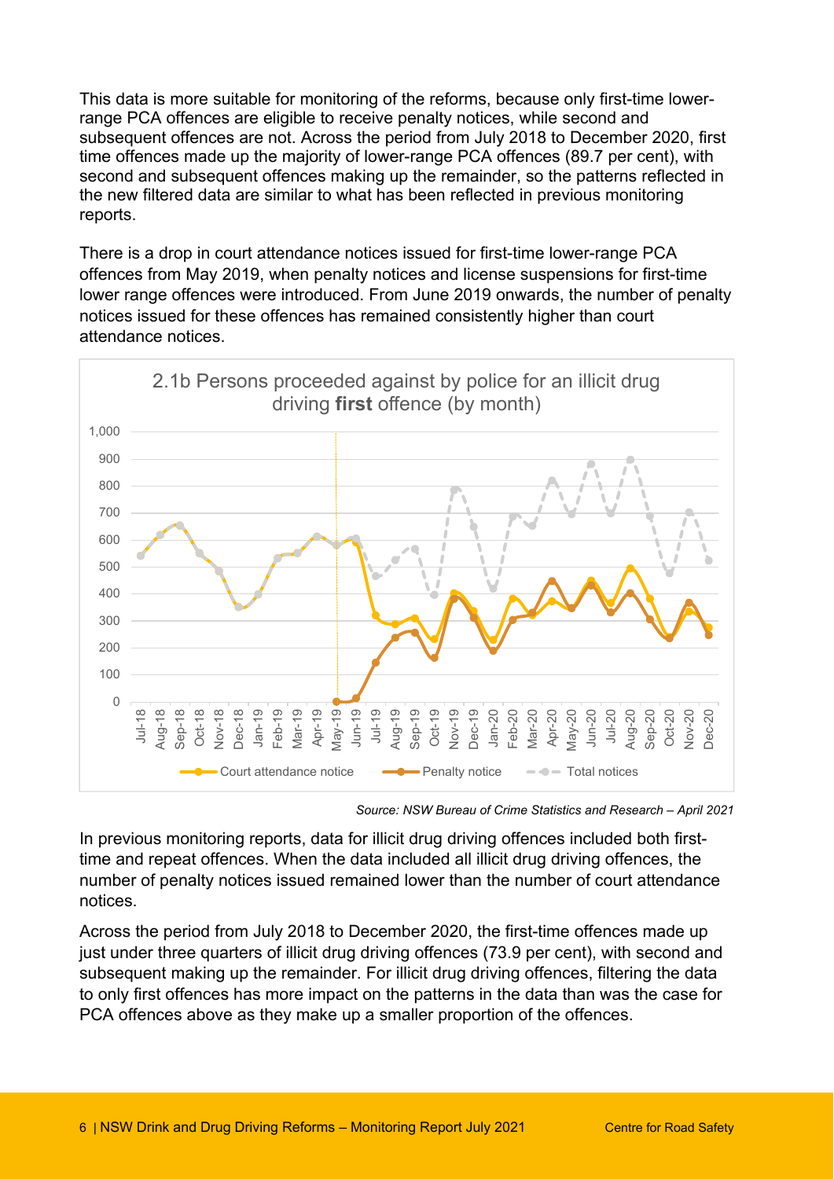This data is more suitable for monitoring of the reforms, because only first-time lower-range PCA offences are eligible to receive penalty notices, while second and subsequent offences are not. Across the period from July 2018 to December 2020, first time offences made up the majority of lower-range PCA offences (89.7 per cent), with second and subsequent offences making up the remainder, so the patterns reflected in the new filtered data are similar to what has been reflected in previous monitoring reports.

There is a drop in court attendance notices issued for first-time lower-range PCA offences from May 2019, when penalty notices and license suspensions for first-time lower range offences were introduced. From June 2019 onwards, the number of penalty notices issued for these offences has remained consistently higher than court attendance notices.

2.1b Persons proceeded against by police for an illicit drug driving **first** offence (by month)

*Source: NSW Bureau of Crime Statistics and Research – April 2021*

In previous monitoring reports, data for illicit drug driving offences included both first-time and repeat offences. When the data included all illicit drug driving offences, the number of penalty notices issued remained lower than the number of court attendance notices.

Across the period from July 2018 to December 2020, the first-time offences made up just under three quarters of illicit drug driving offences (73.9 per cent), with second and subsequent making up the remainder. For illicit drug driving offences, filtering the data to only first offences has more impact on the patterns in the data than was the case for PCA offences above as they make up a smaller proportion of the offences.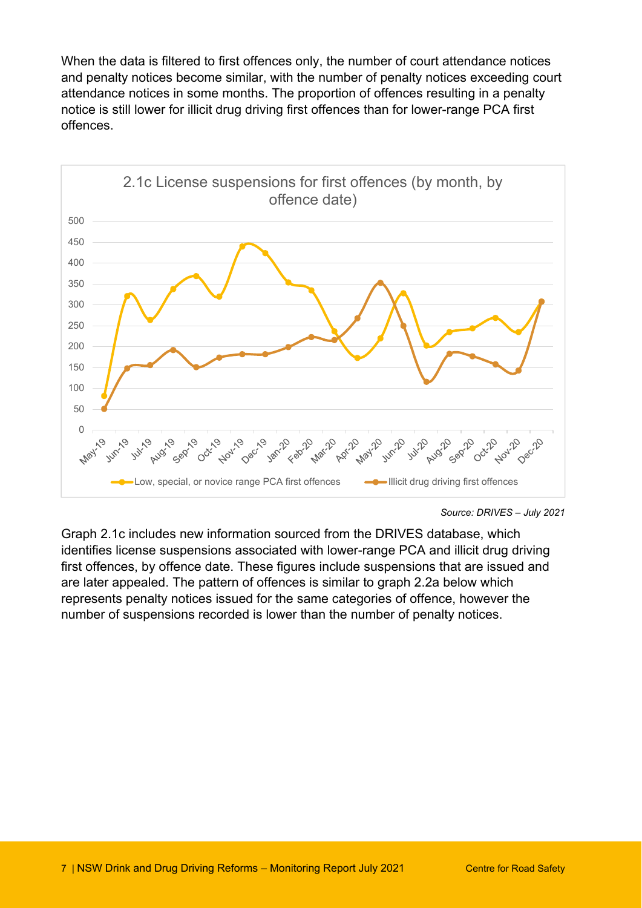When the data is filtered to first offences only, the number of court attendance notices and penalty notices become similar, with the number of penalty notices exceeding court attendance notices in some months. The proportion of offences resulting in a penalty notice is still lower for illicit drug driving first offences than for lower-range PCA first offences.

2.1c License suspensions for first offences (by month, by offence date)

*Source: DRIVES – July 2021*

Graph 2.1c includes new information sourced from the DRIVES database, which identifies license suspensions associated with lower-range PCA and illicit drug driving first offences, by offence date. These figures include suspensions that are issued and are later appealed. The pattern of offences is similar to graph 2.2a below which represents penalty notices issued for the same categories of offence, however the number of suspensions recorded is lower than the number of penalty notices.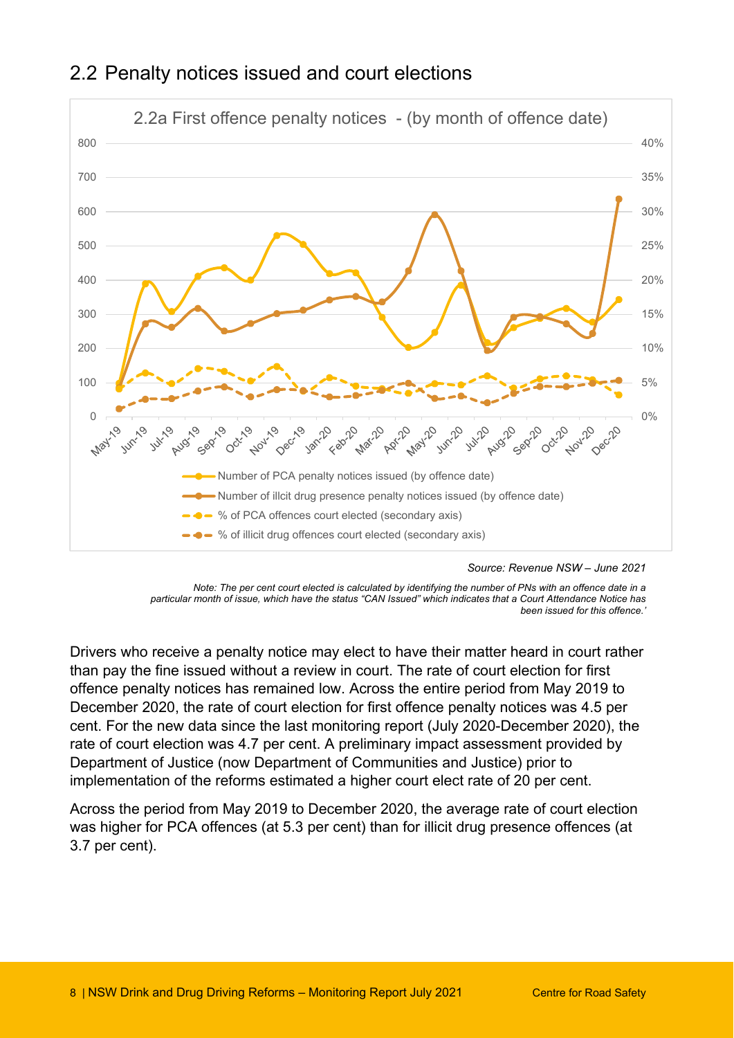## 2.2 Penalty notices issued and court elections

2.2a First offence penalty notices - (by month of offence date)

Source: Revenue NSW – June 2021

*Note: The per cent court elected is calculated by identifying the number of PNs with an offence date in a particular month of issue, which have the status "CAN Issued" which indicates that a Court Attendance Notice has been issued for this offence.'*

Drivers who receive a penalty notice may elect to have their matter heard in court rather than pay the fine issued without a review in court. The rate of court election for first offence penalty notices has remained low. Across the entire period from May 2019 to December 2020, the rate of court election for first offence penalty notices was 4.5 per cent. For the new data since the last monitoring report (July 2020-December 2020), the rate of court election was 4.7 per cent. A preliminary impact assessment provided by Department of Justice (now Department of Communities and Justice) prior to implementation of the reforms estimated a higher court elect rate of 20 per cent.

Across the period from May 2019 to December 2020, the average rate of court election was higher for PCA offences (at 5.3 per cent) than for illicit drug presence offences (at 3.7 per cent).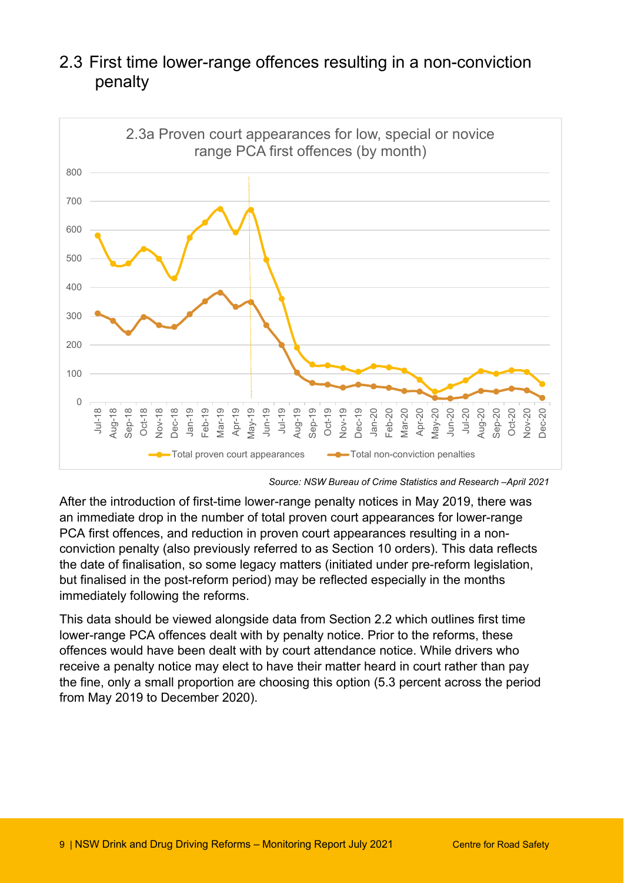## 2.3 First time lower-range offences resulting in a non-conviction penalty

2.3a Proven court appearances for low, special or novice range PCA first offences (by month)

*Source: NSW Bureau of Crime Statistics and Research –April 2021*

After the introduction of first-time lower-range penalty notices in May 2019, there was an immediate drop in the number of total proven court appearances for lower-range PCA first offences, and reduction in proven court appearances resulting in a non-conviction penalty (also previously referred to as Section 10 orders). This data reflects the date of finalisation, so some legacy matters (initiated under pre-reform legislation, but finalised in the post-reform period) may be reflected especially in the months immediately following the reforms.

This data should be viewed alongside data from Section 2.2 which outlines first time lower-range PCA offences dealt with by penalty notice. Prior to the reforms, these offences would have been dealt with by court attendance notice. While drivers who receive a penalty notice may elect to have their matter heard in court rather than pay the fine, only a small proportion are choosing this option (5.3 percent across the period from May 2019 to December 2020).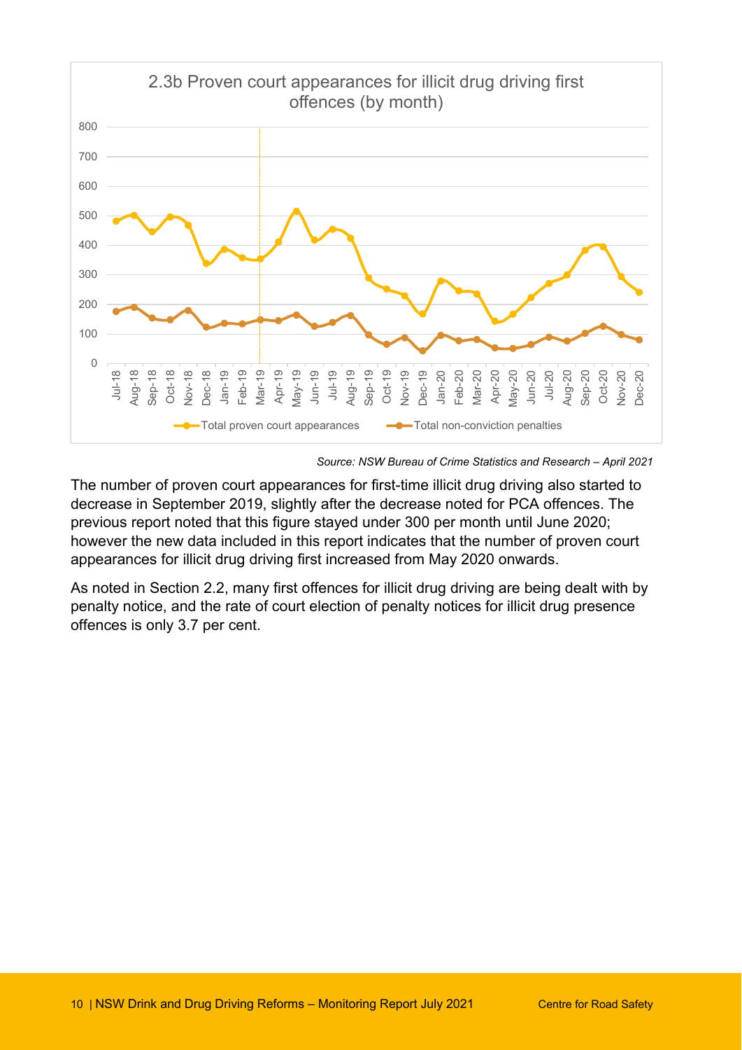2.3b Proven court appearances for illicit drug driving first offences (by month)

*Source: NSW Bureau of Crime Statistics and Research – April 2021*

The number of proven court appearances for first-time illicit drug driving also started to decrease in September 2019, slightly after the decrease noted for PCA offences. The previous report noted that this figure stayed under 300 per month until June 2020; however the new data included in this report indicates that the number of proven court appearances for illicit drug driving first increased from May 2020 onwards.

As noted in Section 2.2, many first offences for illicit drug driving are being dealt with by penalty notice, and the rate of court election of penalty notices for illicit drug presence offences is only 3.7 per cent.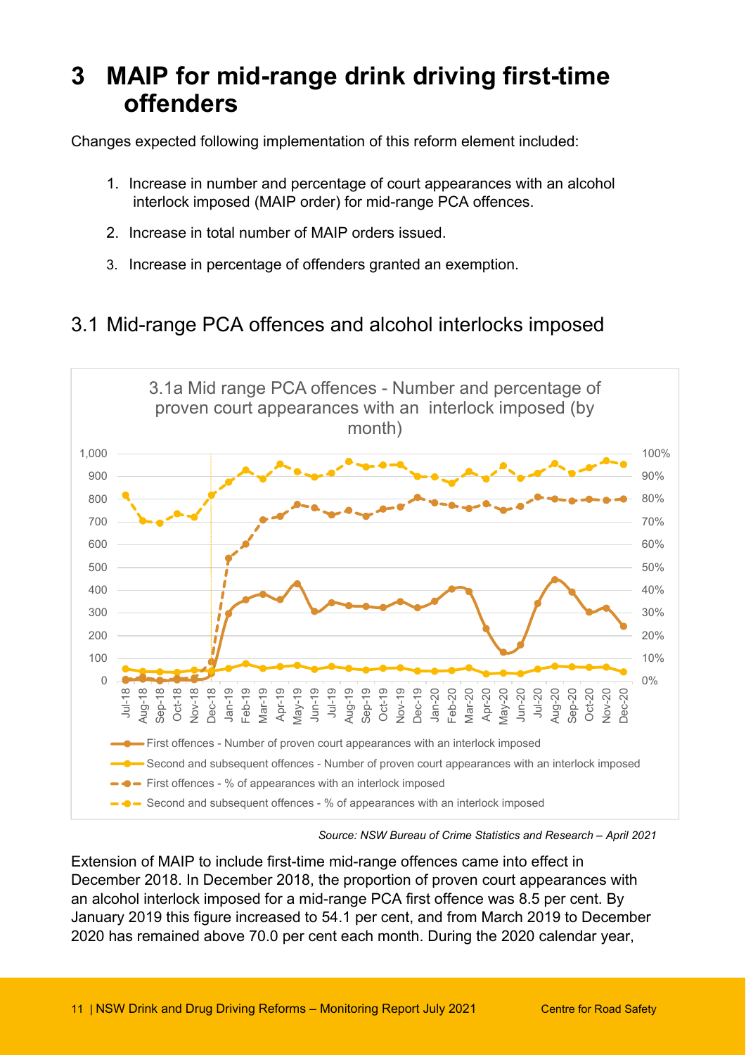# 3 MAIP for mid-range drink driving first-time offenders

Changes expected following implementation of this reform element included:

1. Increase in number and percentage of court appearances with an alcohol interlock imposed (MAIP order) for mid-range PCA offences.
2. Increase in total number of MAIP orders issued.
3. Increase in percentage of offenders granted an exemption.

## 3.1 Mid-range PCA offences and alcohol interlocks imposed

3.1a Mid range PCA offences - Number and percentage of proven court appearances with an interlock imposed (by month)

*Source: NSW Bureau of Crime Statistics and Research – April 2021*

Extension of MAIP to include first-time mid-range offences came into effect in December 2018. In December 2018, the proportion of proven court appearances with an alcohol interlock imposed for a mid-range PCA first offence was 8.5 per cent. By January 2019 this figure increased to 54.1 per cent, and from March 2019 to December 2020 has remained above 70.0 per cent each month. During the 2020 calendar year,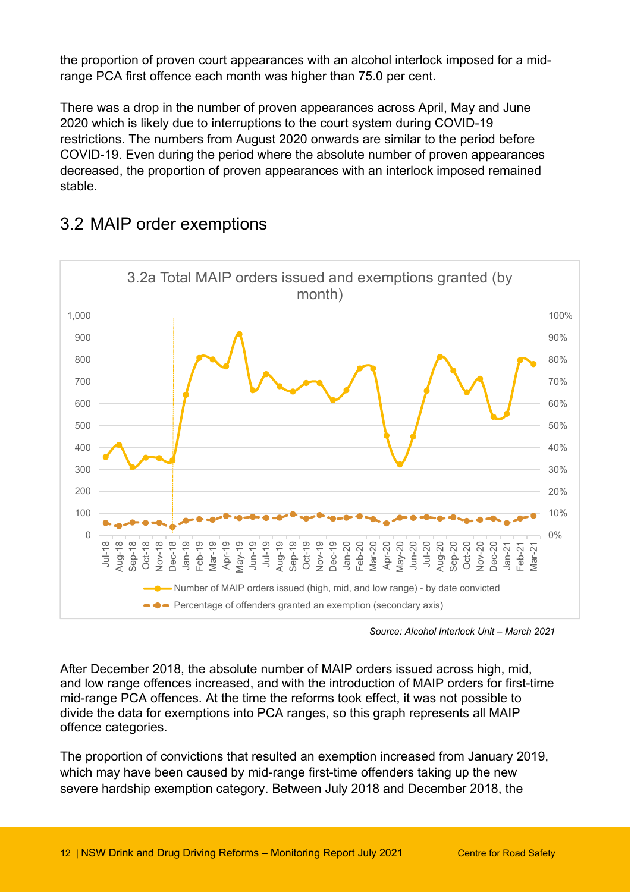the proportion of proven court appearances with an alcohol interlock imposed for a mid-range PCA first offence each month was higher than 75.0 per cent.

There was a drop in the number of proven appearances across April, May and June 2020 which is likely due to interruptions to the court system during COVID-19 restrictions. The numbers from August 2020 onwards are similar to the period before COVID-19. Even during the period where the absolute number of proven appearances decreased, the proportion of proven appearances with an interlock imposed remained stable.

## 3.2 MAIP order exemptions

3.2a Total MAIP orders issued and exemptions granted (by month)

*Source: Alcohol Interlock Unit – March 2021*

After December 2018, the absolute number of MAIP orders issued across high, mid, and low range offences increased, and with the introduction of MAIP orders for first-time mid-range PCA offences. At the time the reforms took effect, it was not possible to divide the data for exemptions into PCA ranges, so this graph represents all MAIP offence categories.

The proportion of convictions that resulted an exemption increased from January 2019, which may have been caused by mid-range first-time offenders taking up the new severe hardship exemption category. Between July 2018 and December 2018, the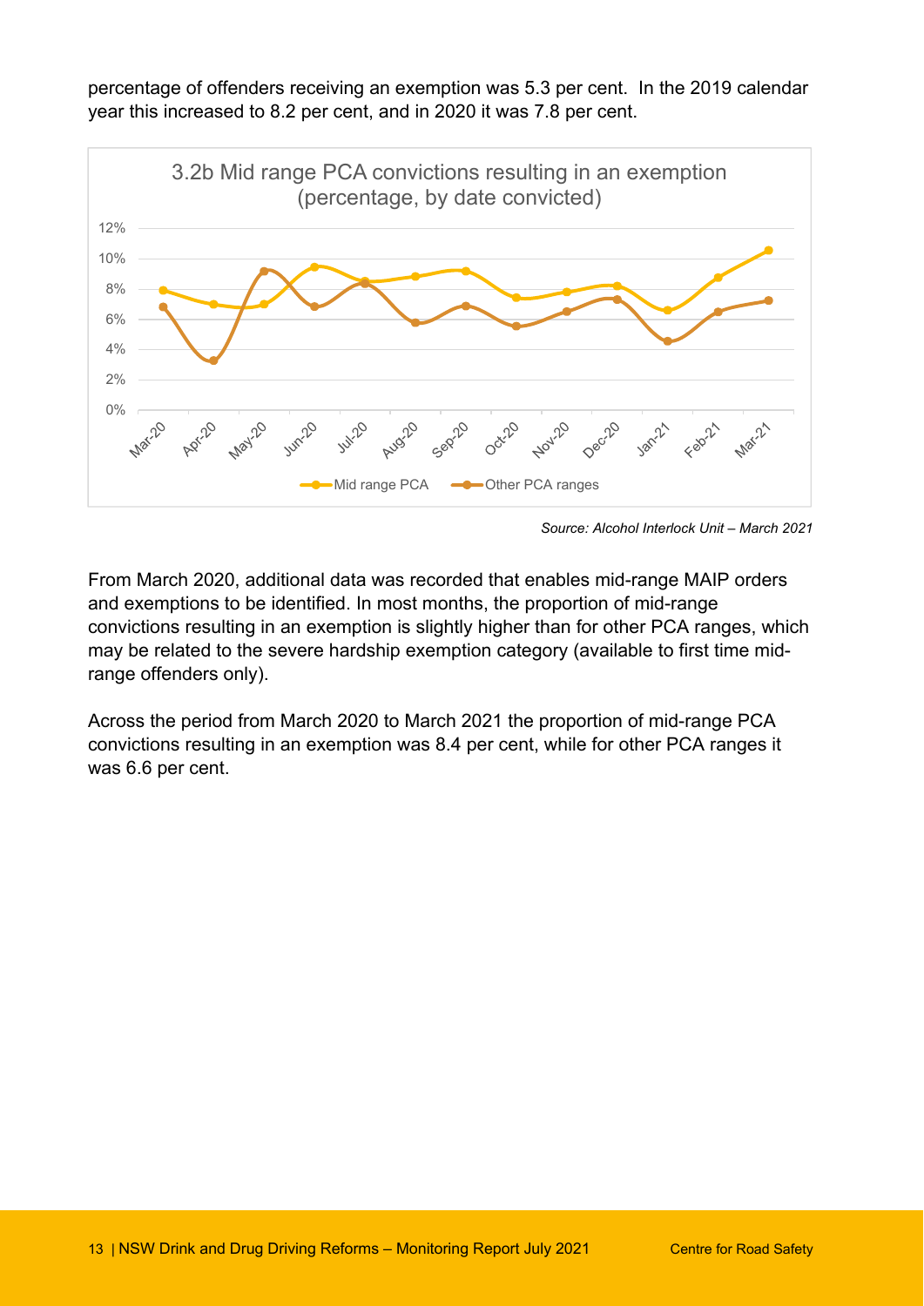percentage of offenders receiving an exemption was 5.3 per cent. In the 2019 calendar year this increased to 8.2 per cent, and in 2020 it was 7.8 per cent.

3.2b Mid range PCA convictions resulting in an exemption (percentage, by date convicted)

*Source: Alcohol Interlock Unit – March 2021*

From March 2020, additional data was recorded that enables mid-range MAIP orders and exemptions to be identified. In most months, the proportion of mid-range convictions resulting in an exemption is slightly higher than for other PCA ranges, which may be related to the severe hardship exemption category (available to first time mid-range offenders only).

Across the period from March 2020 to March 2021 the proportion of mid-range PCA convictions resulting in an exemption was 8.4 per cent, while for other PCA ranges it was 6.6 per cent.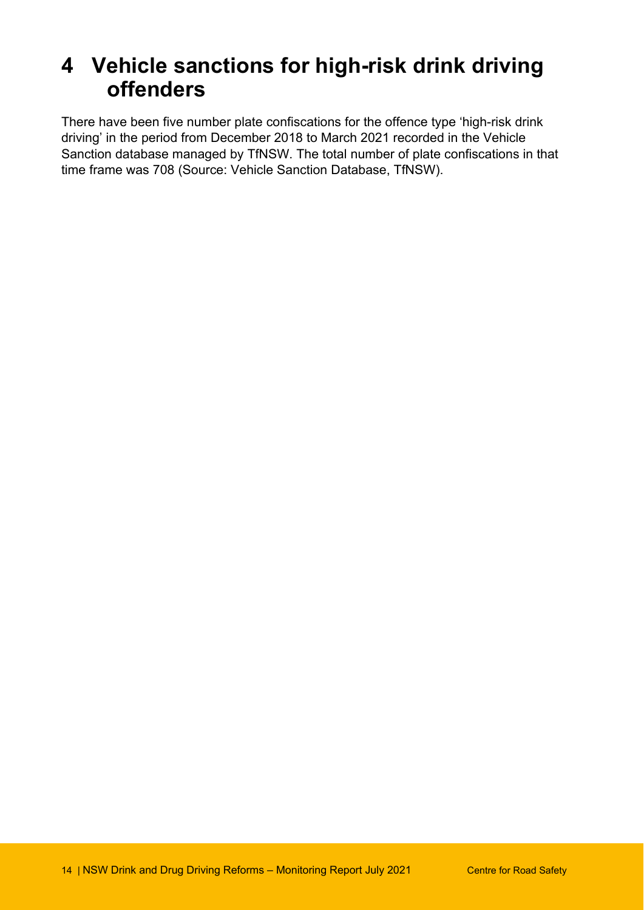# 4 Vehicle sanctions for high-risk drink driving offenders

There have been five number plate confiscations for the offence type 'high-risk drink driving' in the period from December 2018 to March 2021 recorded in the Vehicle Sanction database managed by TfNSW. The total number of plate confiscations in that time frame was 708 (Source: Vehicle Sanction Database, TfNSW).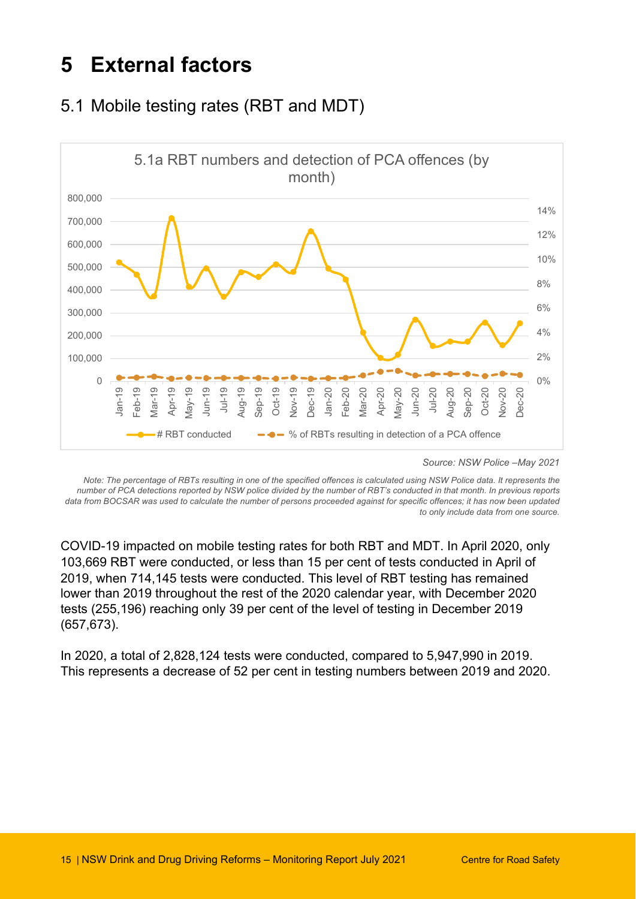# 5 External factors

## 5.1 Mobile testing rates (RBT and MDT)

5.1a RBT numbers and detection of PCA offences (by month)

*Source: NSW Police –May 2021*

*Note: The percentage of RBTs resulting in one of the specified offences is calculated using NSW Police data. It represents the number of PCA detections reported by NSW police divided by the number of RBT's conducted in that month. In previous reports data from BOCSAR was used to calculate the number of persons proceeded against for specific offences; it has now been updated to only include data from one source.*

COVID-19 impacted on mobile testing rates for both RBT and MDT. In April 2020, only 103,669 RBT were conducted, or less than 15 per cent of tests conducted in April of 2019, when 714,145 tests were conducted. This level of RBT testing has remained lower than 2019 throughout the rest of the 2020 calendar year, with December 2020 tests (255,196) reaching only 39 per cent of the level of testing in December 2019 (657,673).

In 2020, a total of 2,828,124 tests were conducted, compared to 5,947,990 in 2019. This represents a decrease of 52 per cent in testing numbers between 2019 and 2020.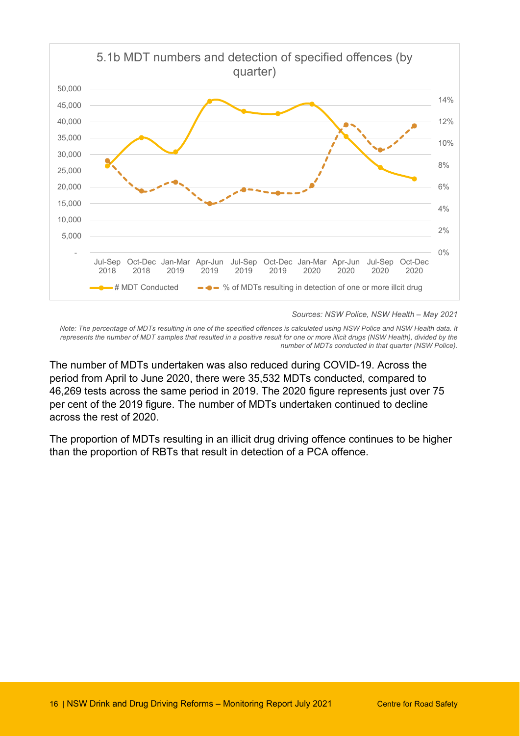5.1b MDT numbers and detection of specified offences (by quarter)

*Sources: NSW Police, NSW Health – May 2021*

*Note: The percentage of MDTs resulting in one of the specified offences is calculated using NSW Police and NSW Health data. It represents the number of MDT samples that resulted in a positive result for one or more illicit drugs (NSW Health), divided by the number of MDTs conducted in that quarter (NSW Police).*

The number of MDTs undertaken was also reduced during COVID-19. Across the period from April to June 2020, there were 35,532 MDTs conducted, compared to 46,269 tests across the same period in 2019. The 2020 figure represents just over 75 per cent of the 2019 figure. The number of MDTs undertaken continued to decline across the rest of 2020.

The proportion of MDTs resulting in an illicit drug driving offence continues to be higher than the proportion of RBTs that result in detection of a PCA offence.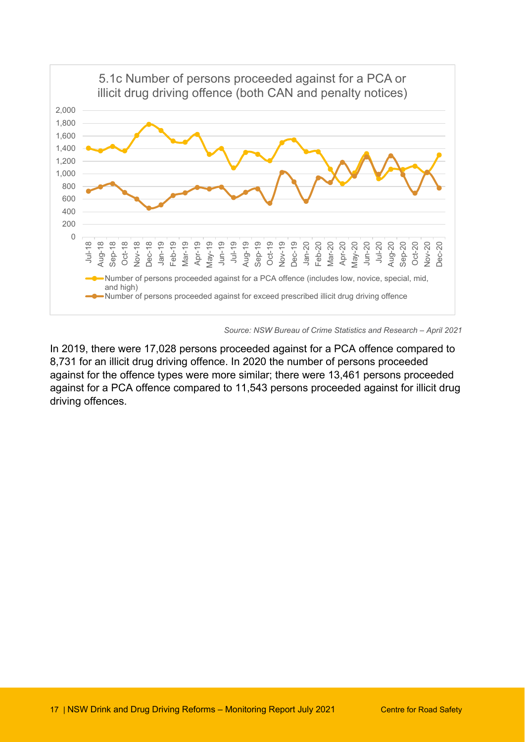5.1c Number of persons proceeded against for a PCA or illicit drug driving offence (both CAN and penalty notices)

Number of persons proceeded against for a PCA offence (includes low, novice, special, mid, and high)

Number of persons proceeded against for exceed prescribed illicit drug driving offence

*Source: NSW Bureau of Crime Statistics and Research – April 2021*

In 2019, there were 17,028 persons proceeded against for a PCA offence compared to 8,731 for an illicit drug driving offence. In 2020 the number of persons proceeded against for the offence types were more similar; there were 13,461 persons proceeded against for a PCA offence compared to 11,543 persons proceeded against for illicit drug driving offences.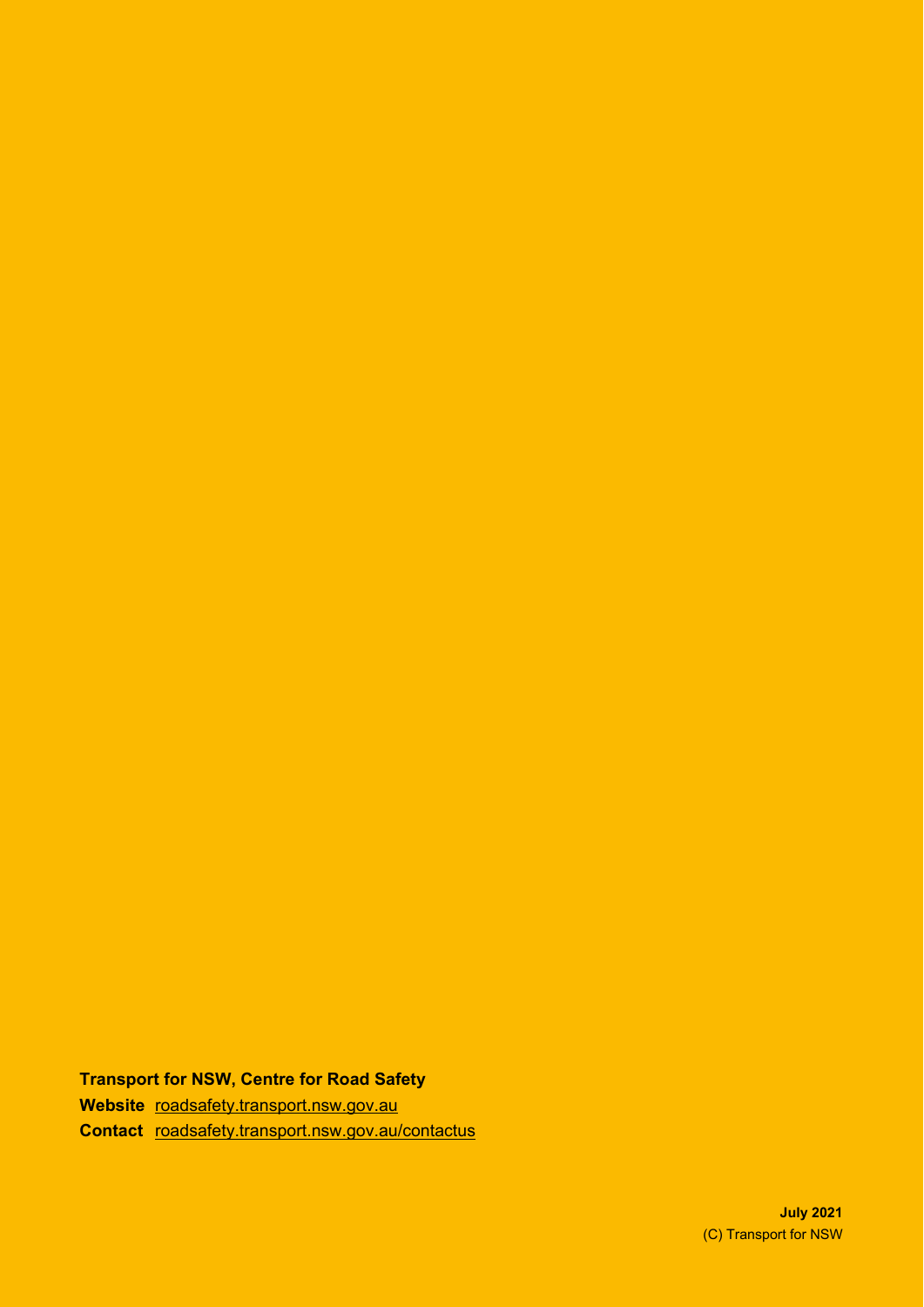**Transport for NSW, Centre for Road Safety**

**Website** roadsafety.transport.nsw.gov.au

**Contact** roadsafety.transport.nsw.gov.au/contactus

**July 2021**

(C) Transport for NSW